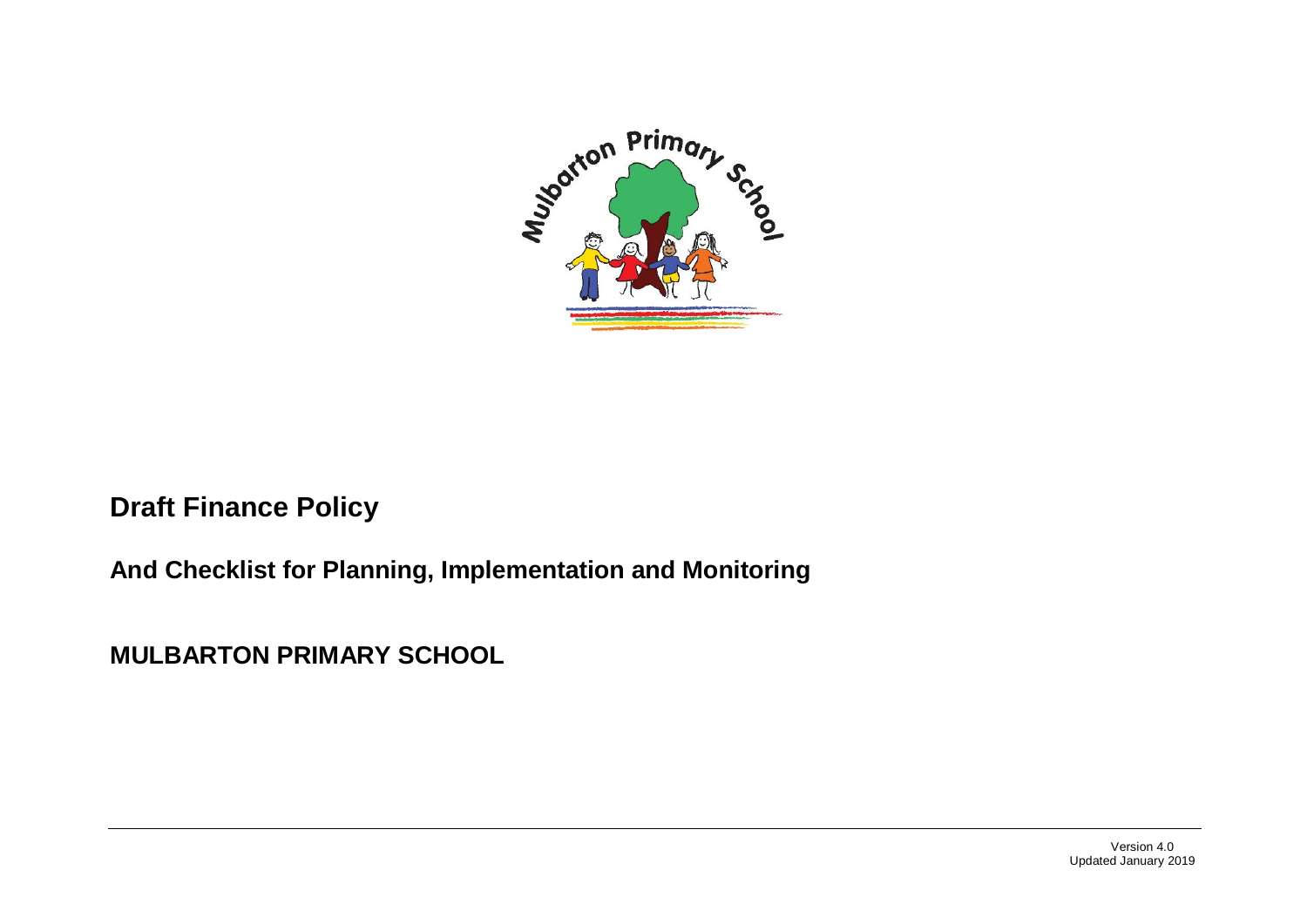# Draft Finance Policy

## And Checklist for Planning, Implementation and Monitoring

## MULBARTON PRIMARY SCHOOL

Version 4.0
Updated January 2019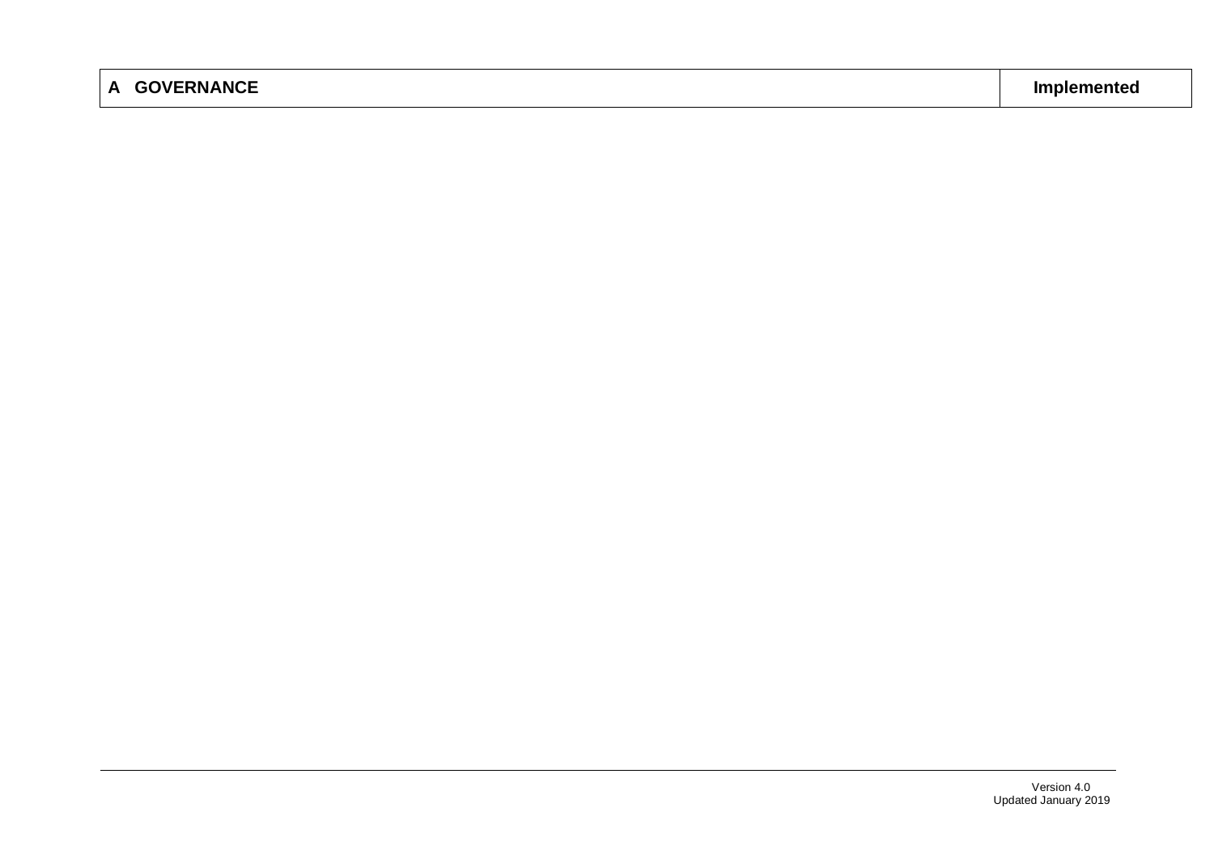| A GOVERNANCE | Implemented |
| --- | --- |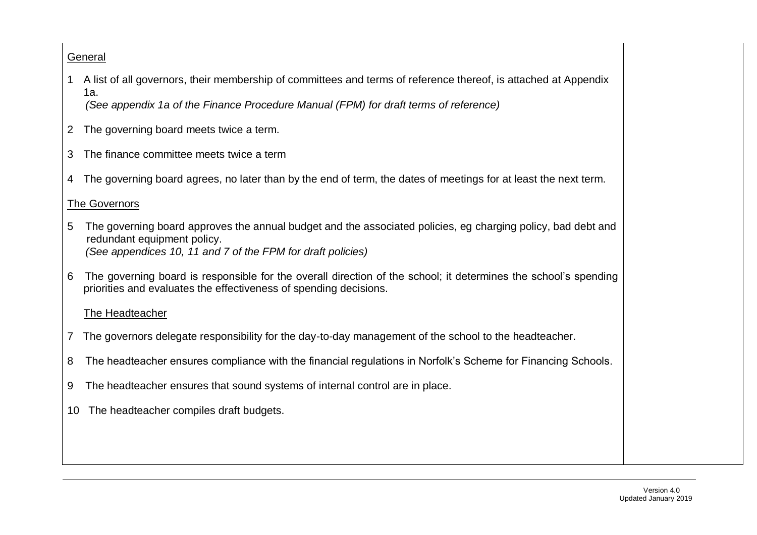General

1. A list of all governors, their membership of committees and terms of reference thereof, is attached at Appendix 1a.
   *(See appendix 1a of the Finance Procedure Manual (FPM) for draft terms of reference)*

2. The governing board meets twice a term.

3. The finance committee meets twice a term

4. The governing board agrees, no later than by the end of term, the dates of meetings for at least the next term.

The Governors

5. The governing board approves the annual budget and the associated policies, eg charging policy, bad debt and redundant equipment policy.
   *(See appendices 10, 11 and 7 of the FPM for draft policies)*

6. The governing board is responsible for the overall direction of the school; it determines the school's spending priorities and evaluates the effectiveness of spending decisions.

The Headteacher

7. The governors delegate responsibility for the day-to-day management of the school to the headteacher.

8. The headteacher ensures compliance with the financial regulations in Norfolk's Scheme for Financing Schools.

9. The headteacher ensures that sound systems of internal control are in place.

10. The headteacher compiles draft budgets.

Version 4.0
Updated January 2019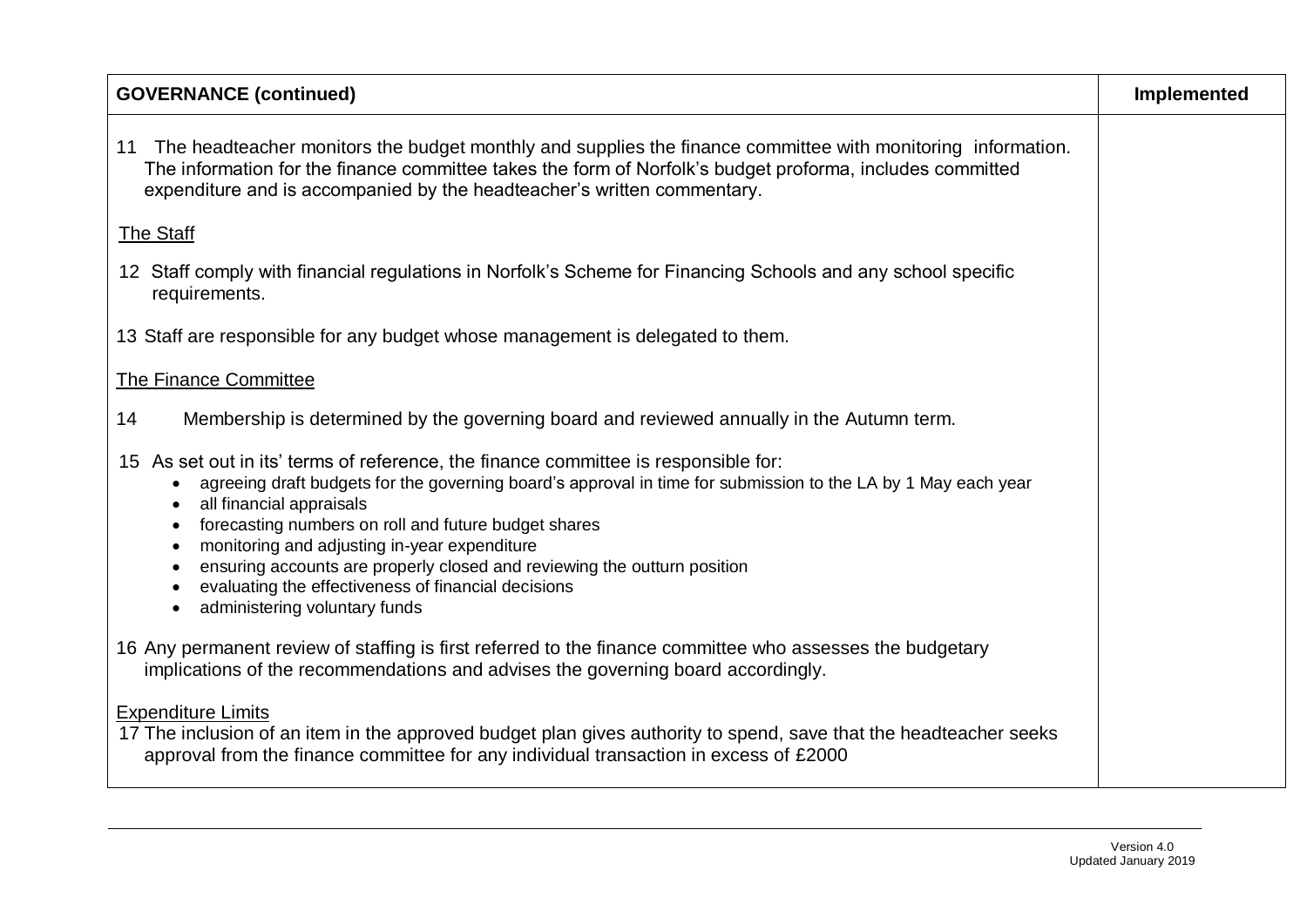| GOVERNANCE (continued) | Implemented |
|---|---|
| 11 The headteacher monitors the budget monthly and supplies the finance committee with monitoring information. The information for the finance committee takes the form of Norfolk's budget proforma, includes committed expenditure and is accompanied by the headteacher's written commentary.<br><br><u>The Staff</u><br><br>12 Staff comply with financial regulations in Norfolk's Scheme for Financing Schools and any school specific requirements.<br><br>13 Staff are responsible for any budget whose management is delegated to them.<br><br><u>The Finance Committee</u><br><br>14 Membership is determined by the governing board and reviewed annually in the Autumn term.<br><br>15 As set out in its' terms of reference, the finance committee is responsible for:<br>• agreeing draft budgets for the governing board's approval in time for submission to the LA by 1 May each year<br>• all financial appraisals<br>• forecasting numbers on roll and future budget shares<br>• monitoring and adjusting in-year expenditure<br>• ensuring accounts are properly closed and reviewing the outturn position<br>• evaluating the effectiveness of financial decisions<br>• administering voluntary funds<br><br>16 Any permanent review of staffing is first referred to the finance committee who assesses the budgetary implications of the recommendations and advises the governing board accordingly.<br><br><u>Expenditure Limits</u><br>17 The inclusion of an item in the approved budget plan gives authority to spend, save that the headteacher seeks approval from the finance committee for any individual transaction in excess of £2000 | |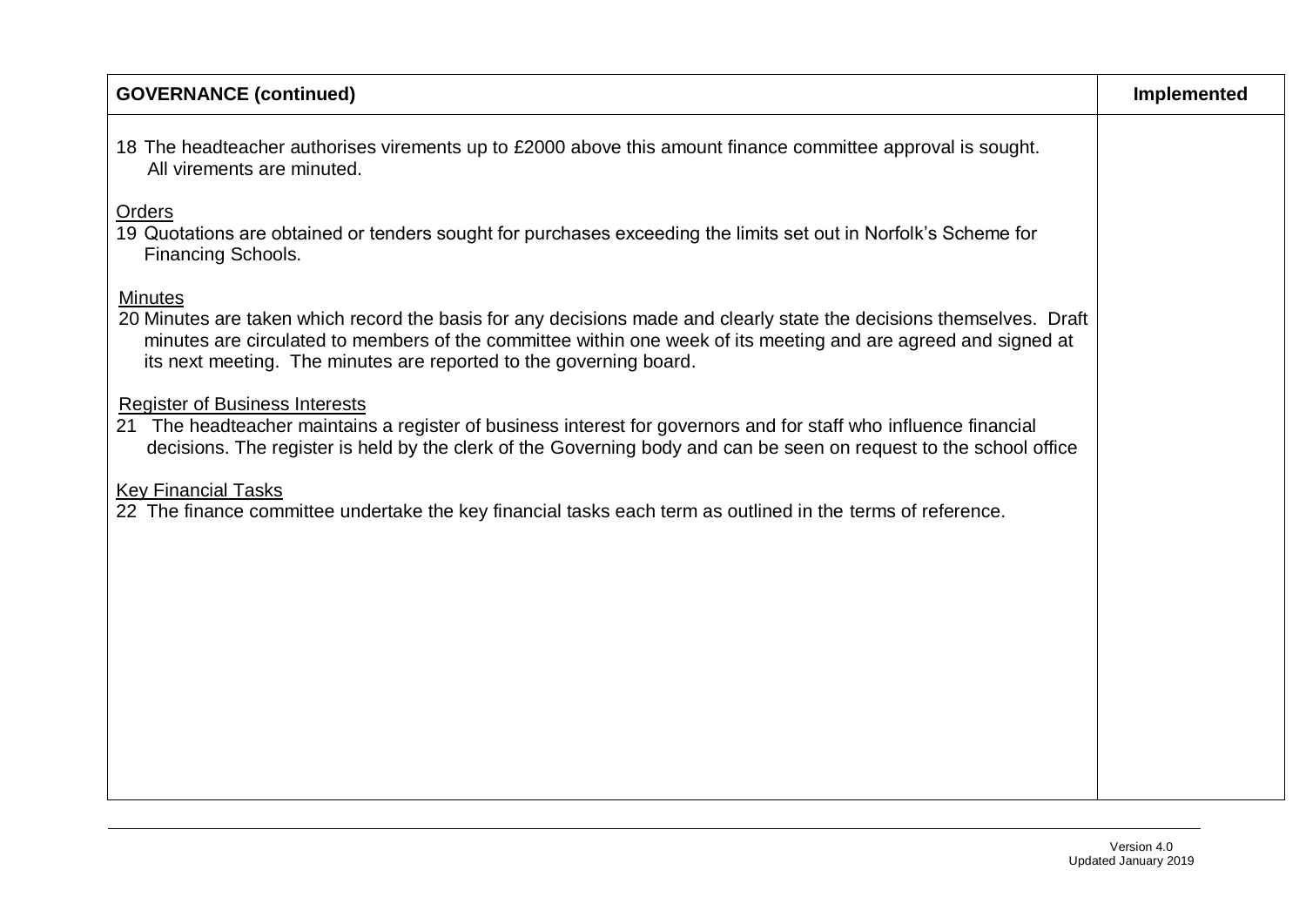| GOVERNANCE (continued) | Implemented |
| --- | --- |
| 18 The headteacher authorises virements up to £2000 above this amount finance committee approval is sought. All virements are minuted.<br><br><u>Orders</u><br>19 Quotations are obtained or tenders sought for purchases exceeding the limits set out in Norfolk's Scheme for Financing Schools.<br><br><u>Minutes</u><br>20 Minutes are taken which record the basis for any decisions made and clearly state the decisions themselves. Draft minutes are circulated to members of the committee within one week of its meeting and are agreed and signed at its next meeting. The minutes are reported to the governing board.<br><br><u>Register of Business Interests</u><br>21 The headteacher maintains a register of business interest for governors and for staff who influence financial decisions. The register is held by the clerk of the Governing body and can be seen on request to the school office<br><br><u>Key Financial Tasks</u><br>22 The finance committee undertake the key financial tasks each term as outlined in the terms of reference. | |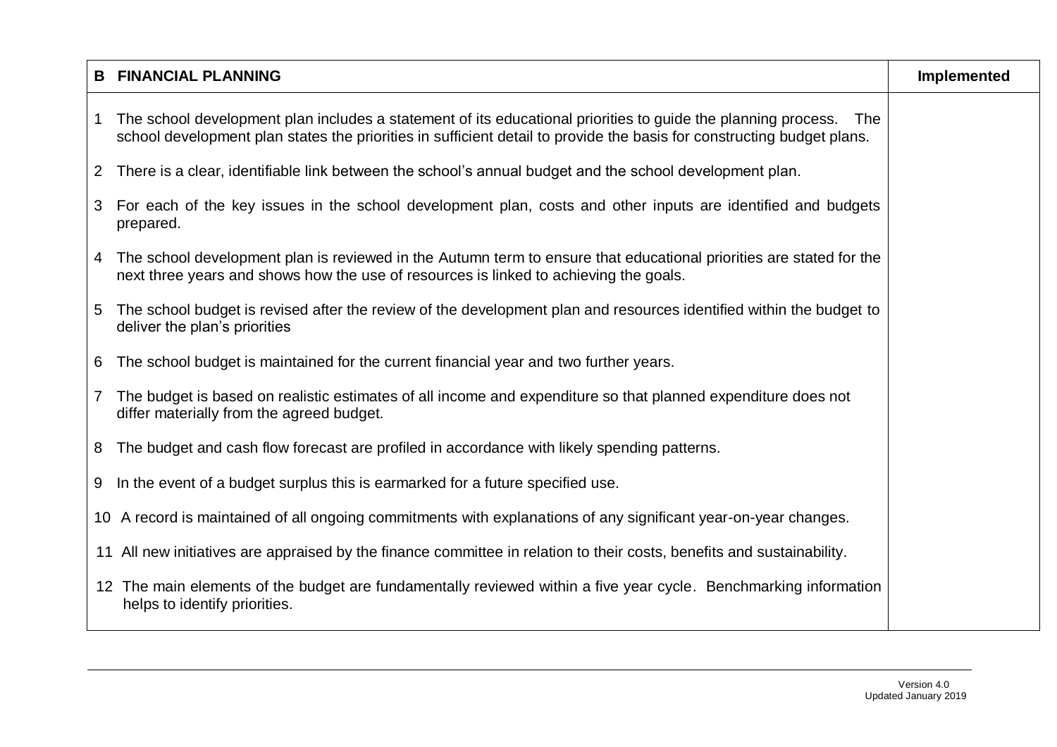| B FINANCIAL PLANNING | Implemented |
|---|---|
| 1 The school development plan includes a statement of its educational priorities to guide the planning process. The school development plan states the priorities in sufficient detail to provide the basis for constructing budget plans. | |
| 2 There is a clear, identifiable link between the school's annual budget and the school development plan. | |
| 3 For each of the key issues in the school development plan, costs and other inputs are identified and budgets prepared. | |
| 4 The school development plan is reviewed in the Autumn term to ensure that educational priorities are stated for the next three years and shows how the use of resources is linked to achieving the goals. | |
| 5 The school budget is revised after the review of the development plan and resources identified within the budget to deliver the plan's priorities | |
| 6 The school budget is maintained for the current financial year and two further years. | |
| 7 The budget is based on realistic estimates of all income and expenditure so that planned expenditure does not differ materially from the agreed budget. | |
| 8 The budget and cash flow forecast are profiled in accordance with likely spending patterns. | |
| 9 In the event of a budget surplus this is earmarked for a future specified use. | |
| 10 A record is maintained of all ongoing commitments with explanations of any significant year-on-year changes. | |
| 11 All new initiatives are appraised by the finance committee in relation to their costs, benefits and sustainability. | |
| 12 The main elements of the budget are fundamentally reviewed within a five year cycle. Benchmarking information helps to identify priorities. | |

Version 4.0
Updated January 2019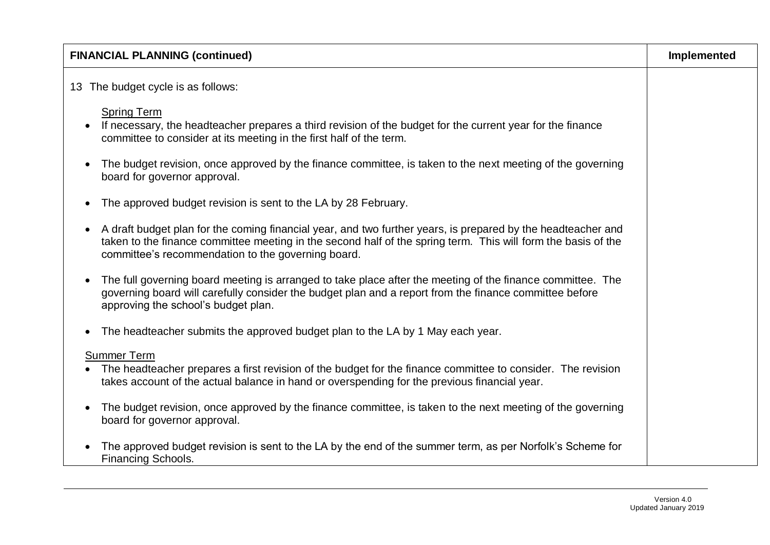| FINANCIAL PLANNING (continued) | Implemented |
| --- | --- |
| 13 The budget cycle is as follows:<br><br><u>Spring Term</u><br>• If necessary, the headteacher prepares a third revision of the budget for the current year for the finance committee to consider at its meeting in the first half of the term.<br><br>• The budget revision, once approved by the finance committee, is taken to the next meeting of the governing board for governor approval.<br><br>• The approved budget revision is sent to the LA by 28 February.<br><br>• A draft budget plan for the coming financial year, and two further years, is prepared by the headteacher and taken to the finance committee meeting in the second half of the spring term. This will form the basis of the committee's recommendation to the governing board.<br><br>• The full governing board meeting is arranged to take place after the meeting of the finance committee. The governing board will carefully consider the budget plan and a report from the finance committee before approving the school's budget plan.<br><br>• The headteacher submits the approved budget plan to the LA by 1 May each year.<br><br><u>Summer Term</u><br>• The headteacher prepares a first revision of the budget for the finance committee to consider. The revision takes account of the actual balance in hand or overspending for the previous financial year.<br><br>• The budget revision, once approved by the finance committee, is taken to the next meeting of the governing board for governor approval.<br><br>• The approved budget revision is sent to the LA by the end of the summer term, as per Norfolk's Scheme for Financing Schools. | |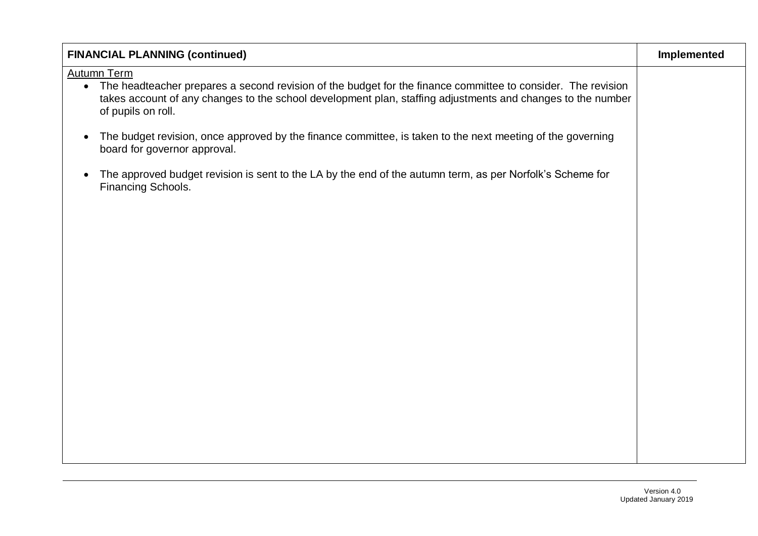| FINANCIAL PLANNING (continued) | Implemented |
|---|---|
| <u>Autumn Term</u><br>• The headteacher prepares a second revision of the budget for the finance committee to consider. The revision takes account of any changes to the school development plan, staffing adjustments and changes to the number of pupils on roll.<br>• The budget revision, once approved by the finance committee, is taken to the next meeting of the governing board for governor approval.<br>• The approved budget revision is sent to the LA by the end of the autumn term, as per Norfolk's Scheme for Financing Schools. | |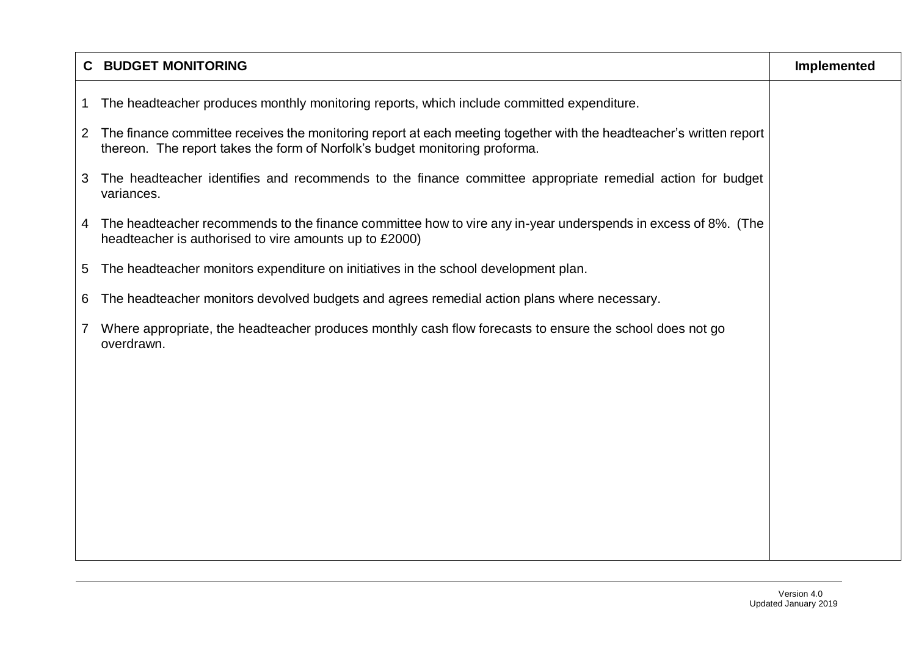| C BUDGET MONITORING | Implemented |
|---|---|
| 1 The headteacher produces monthly monitoring reports, which include committed expenditure.<br><br>2 The finance committee receives the monitoring report at each meeting together with the headteacher's written report thereon. The report takes the form of Norfolk's budget monitoring proforma.<br><br>3 The headteacher identifies and recommends to the finance committee appropriate remedial action for budget variances.<br><br>4 The headteacher recommends to the finance committee how to vire any in-year underspends in excess of 8%. (The headteacher is authorised to vire amounts up to £2000)<br><br>5 The headteacher monitors expenditure on initiatives in the school development plan.<br><br>6 The headteacher monitors devolved budgets and agrees remedial action plans where necessary.<br><br>7 Where appropriate, the headteacher produces monthly cash flow forecasts to ensure the school does not go overdrawn. | |

Version 4.0
Updated January 2019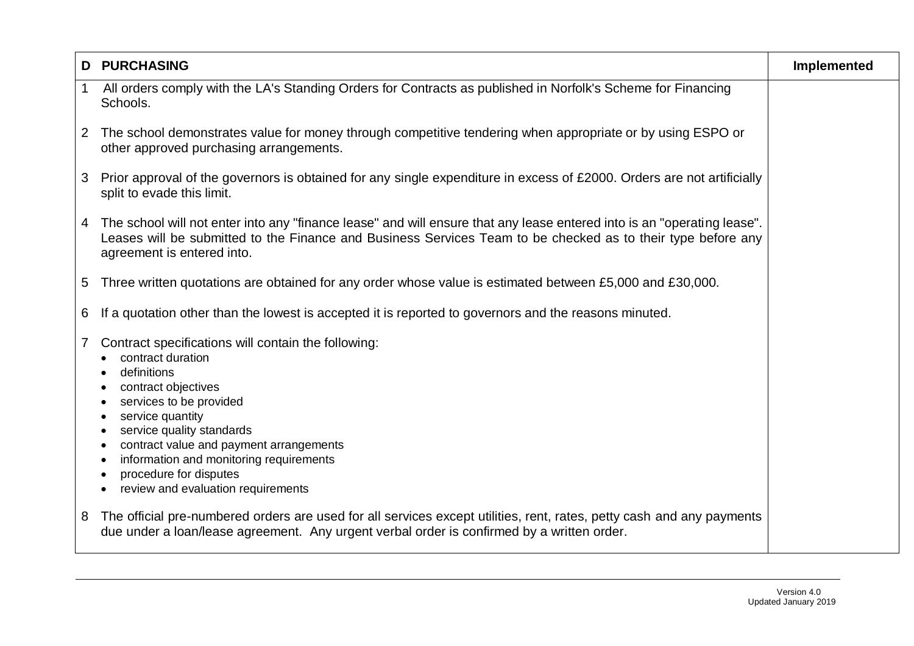| D | PURCHASING | Implemented |
|---|---|---|
| 1 | All orders comply with the LA's Standing Orders for Contracts as published in Norfolk's Scheme for Financing Schools. | |
| 2 | The school demonstrates value for money through competitive tendering when appropriate or by using ESPO or other approved purchasing arrangements. | |
| 3 | Prior approval of the governors is obtained for any single expenditure in excess of £2000. Orders are not artificially split to evade this limit. | |
| 4 | The school will not enter into any "finance lease" and will ensure that any lease entered into is an "operating lease". Leases will be submitted to the Finance and Business Services Team to be checked as to their type before any agreement is entered into. | |
| 5 | Three written quotations are obtained for any order whose value is estimated between £5,000 and £30,000. | |
| 6 | If a quotation other than the lowest is accepted it is reported to governors and the reasons minuted. | |
| 7 | Contract specifications will contain the following:<br>• contract duration<br>• definitions<br>• contract objectives<br>• services to be provided<br>• service quantity<br>• service quality standards<br>• contract value and payment arrangements<br>• information and monitoring requirements<br>• procedure for disputes<br>• review and evaluation requirements | |
| 8 | The official pre-numbered orders are used for all services except utilities, rent, rates, petty cash and any payments due under a loan/lease agreement. Any urgent verbal order is confirmed by a written order. | |

Version 4.0
Updated January 2019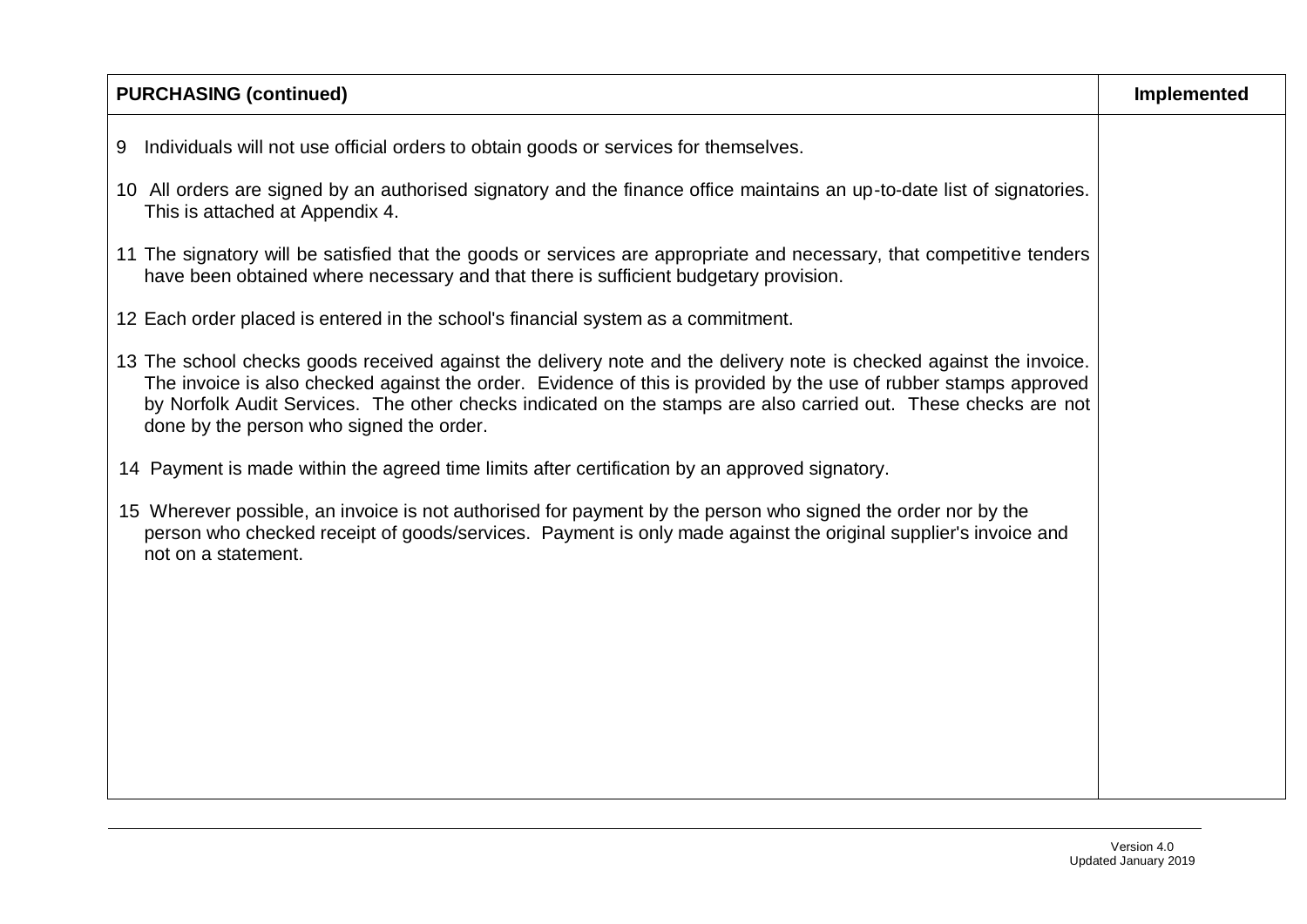| PURCHASING (continued) | Implemented |
|---|---|
| 9 Individuals will not use official orders to obtain goods or services for themselves.<br><br>10 All orders are signed by an authorised signatory and the finance office maintains an up-to-date list of signatories. This is attached at Appendix 4.<br><br>11 The signatory will be satisfied that the goods or services are appropriate and necessary, that competitive tenders have been obtained where necessary and that there is sufficient budgetary provision.<br><br>12 Each order placed is entered in the school's financial system as a commitment.<br><br>13 The school checks goods received against the delivery note and the delivery note is checked against the invoice. The invoice is also checked against the order. Evidence of this is provided by the use of rubber stamps approved by Norfolk Audit Services. The other checks indicated on the stamps are also carried out. These checks are not done by the person who signed the order.<br><br>14 Payment is made within the agreed time limits after certification by an approved signatory.<br><br>15 Wherever possible, an invoice is not authorised for payment by the person who signed the order nor by the person who checked receipt of goods/services. Payment is only made against the original supplier's invoice and not on a statement. | |

Version 4.0
Updated January 2019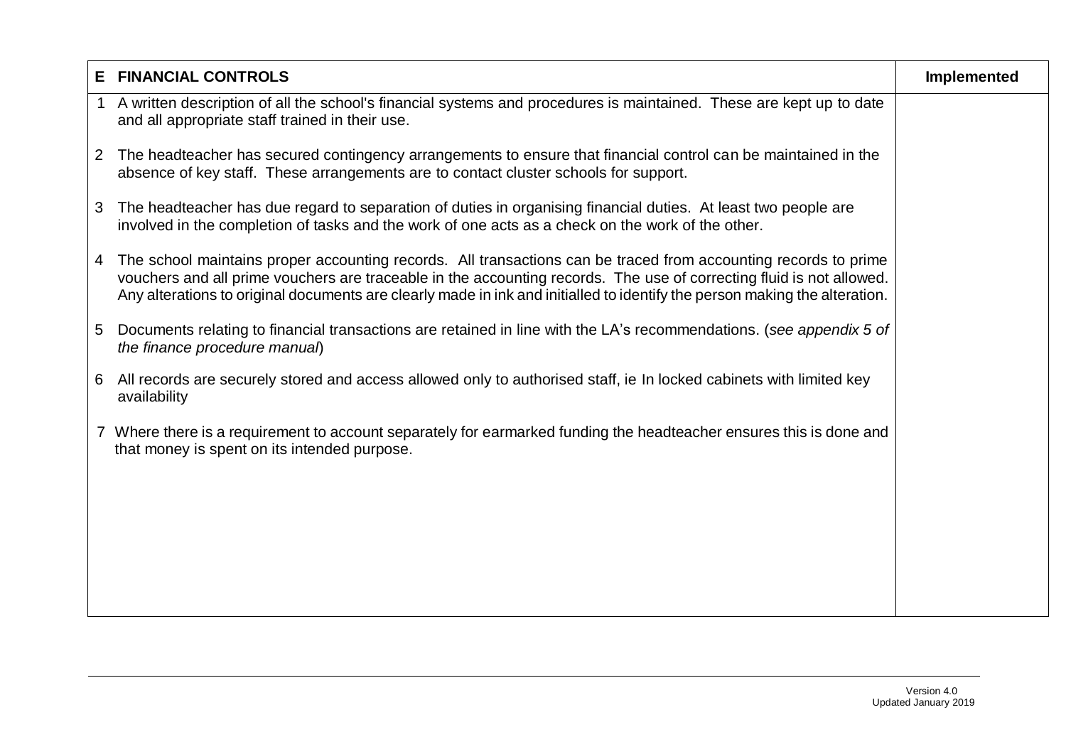| E | FINANCIAL CONTROLS | Implemented |
|---|---|---|
| 1 | A written description of all the school's financial systems and procedures is maintained. These are kept up to date and all appropriate staff trained in their use. | |
| 2 | The headteacher has secured contingency arrangements to ensure that financial control can be maintained in the absence of key staff. These arrangements are to contact cluster schools for support. | |
| 3 | The headteacher has due regard to separation of duties in organising financial duties. At least two people are involved in the completion of tasks and the work of one acts as a check on the work of the other. | |
| 4 | The school maintains proper accounting records. All transactions can be traced from accounting records to prime vouchers and all prime vouchers are traceable in the accounting records. The use of correcting fluid is not allowed. Any alterations to original documents are clearly made in ink and initialled to identify the person making the alteration. | |
| 5 | Documents relating to financial transactions are retained in line with the LA's recommendations. (*see appendix 5 of the finance procedure manual*) | |
| 6 | All records are securely stored and access allowed only to authorised staff, ie In locked cabinets with limited key availability | |
| 7 | Where there is a requirement to account separately for earmarked funding the headteacher ensures this is done and that money is spent on its intended purpose. | |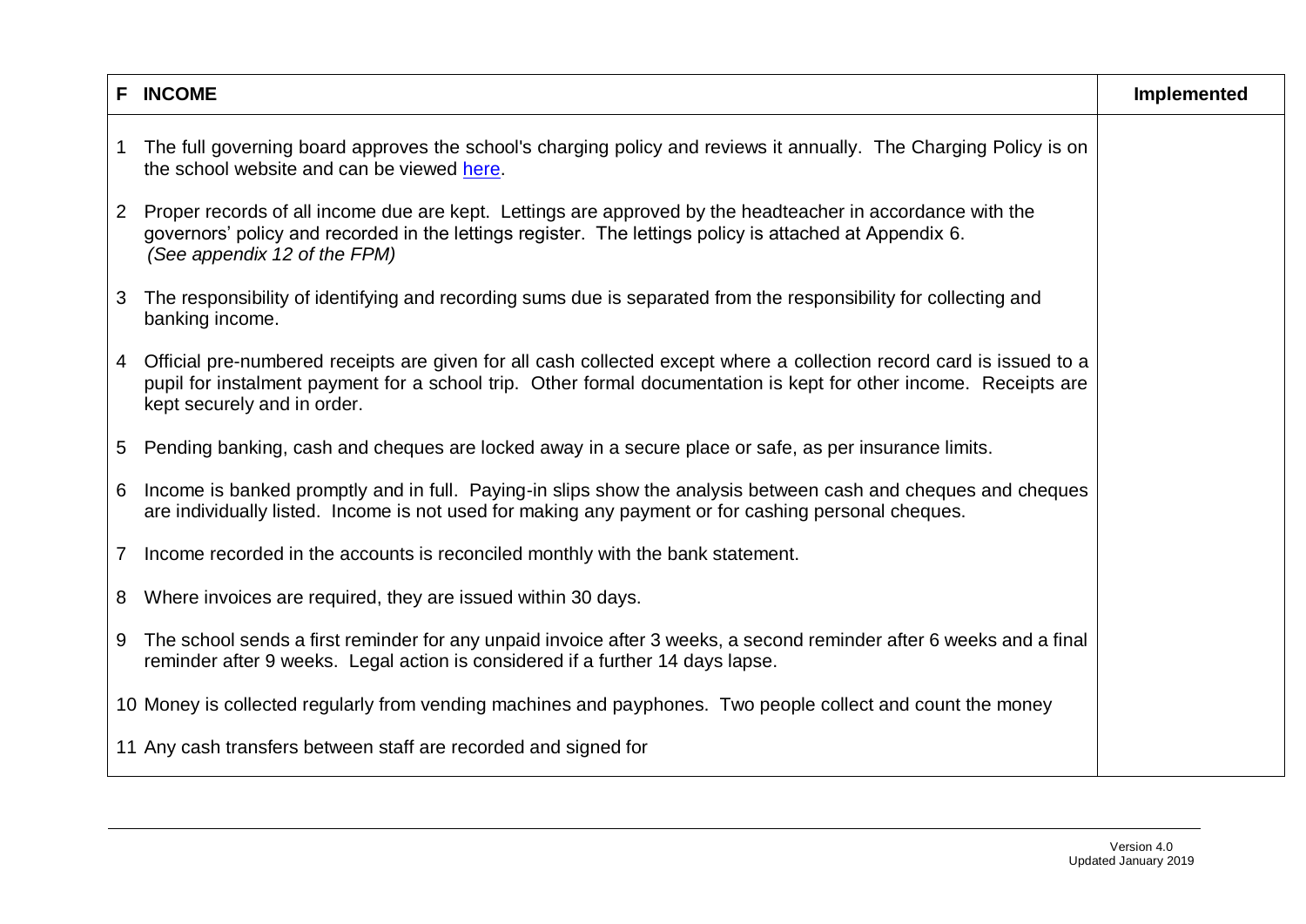| F INCOME | Implemented |
|---|---|
| 1 The full governing board approves the school's charging policy and reviews it annually. The Charging Policy is on the school website and can be viewed [here](). | |
| 2 Proper records of all income due are kept. Lettings are approved by the headteacher in accordance with the governors' policy and recorded in the lettings register. The lettings policy is attached at Appendix 6. *(See appendix 12 of the FPM)* | |
| 3 The responsibility of identifying and recording sums due is separated from the responsibility for collecting and banking income. | |
| 4 Official pre-numbered receipts are given for all cash collected except where a collection record card is issued to a pupil for instalment payment for a school trip. Other formal documentation is kept for other income. Receipts are kept securely and in order. | |
| 5 Pending banking, cash and cheques are locked away in a secure place or safe, as per insurance limits. | |
| 6 Income is banked promptly and in full. Paying-in slips show the analysis between cash and cheques and cheques are individually listed. Income is not used for making any payment or for cashing personal cheques. | |
| 7 Income recorded in the accounts is reconciled monthly with the bank statement. | |
| 8 Where invoices are required, they are issued within 30 days. | |
| 9 The school sends a first reminder for any unpaid invoice after 3 weeks, a second reminder after 6 weeks and a final reminder after 9 weeks. Legal action is considered if a further 14 days lapse. | |
| 10 Money is collected regularly from vending machines and payphones. Two people collect and count the money | |
| 11 Any cash transfers between staff are recorded and signed for | |

Version 4.0
Updated January 2019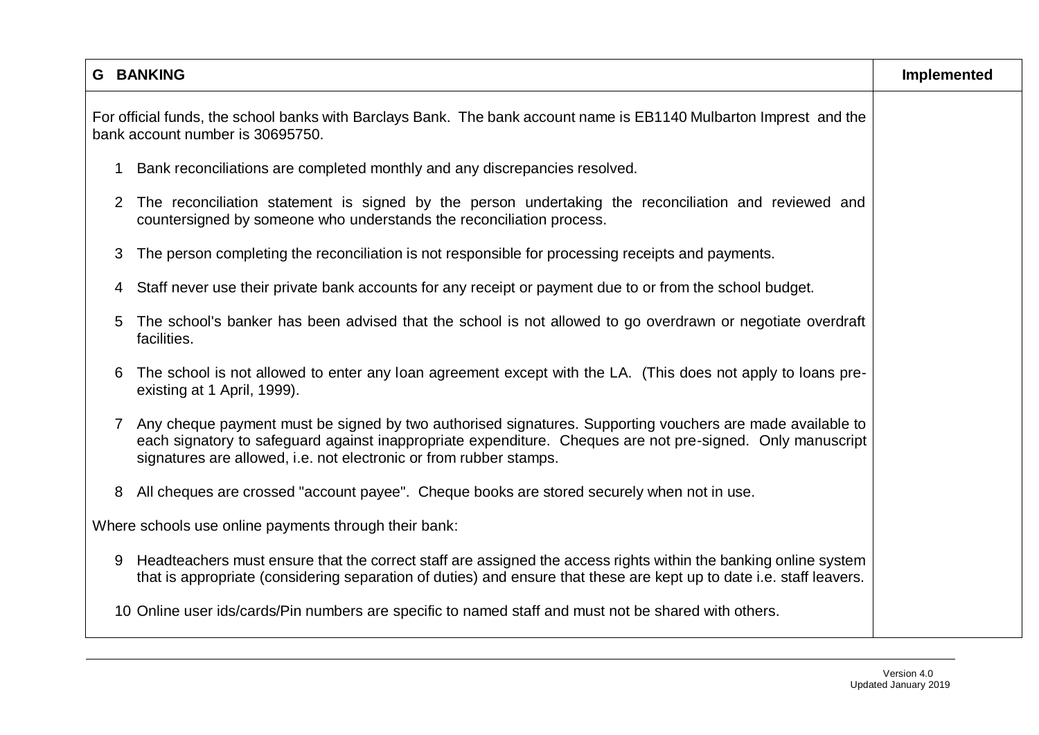| G BANKING | Implemented |
|---|---|
| For official funds, the school banks with Barclays Bank. The bank account name is EB1140 Mulbarton Imprest and the bank account number is 30695750. | |
| 1 Bank reconciliations are completed monthly and any discrepancies resolved. | |
| 2 The reconciliation statement is signed by the person undertaking the reconciliation and reviewed and countersigned by someone who understands the reconciliation process. | |
| 3 The person completing the reconciliation is not responsible for processing receipts and payments. | |
| 4 Staff never use their private bank accounts for any receipt or payment due to or from the school budget. | |
| 5 The school's banker has been advised that the school is not allowed to go overdrawn or negotiate overdraft facilities. | |
| 6 The school is not allowed to enter any loan agreement except with the LA. (This does not apply to loans pre-existing at 1 April, 1999). | |
| 7 Any cheque payment must be signed by two authorised signatures. Supporting vouchers are made available to each signatory to safeguard against inappropriate expenditure. Cheques are not pre-signed. Only manuscript signatures are allowed, i.e. not electronic or from rubber stamps. | |
| 8 All cheques are crossed "account payee". Cheque books are stored securely when not in use. | |
| Where schools use online payments through their bank: | |
| 9 Headteachers must ensure that the correct staff are assigned the access rights within the banking online system that is appropriate (considering separation of duties) and ensure that these are kept up to date i.e. staff leavers. | |
| 10 Online user ids/cards/Pin numbers are specific to named staff and must not be shared with others. | |

Version 4.0
Updated January 2019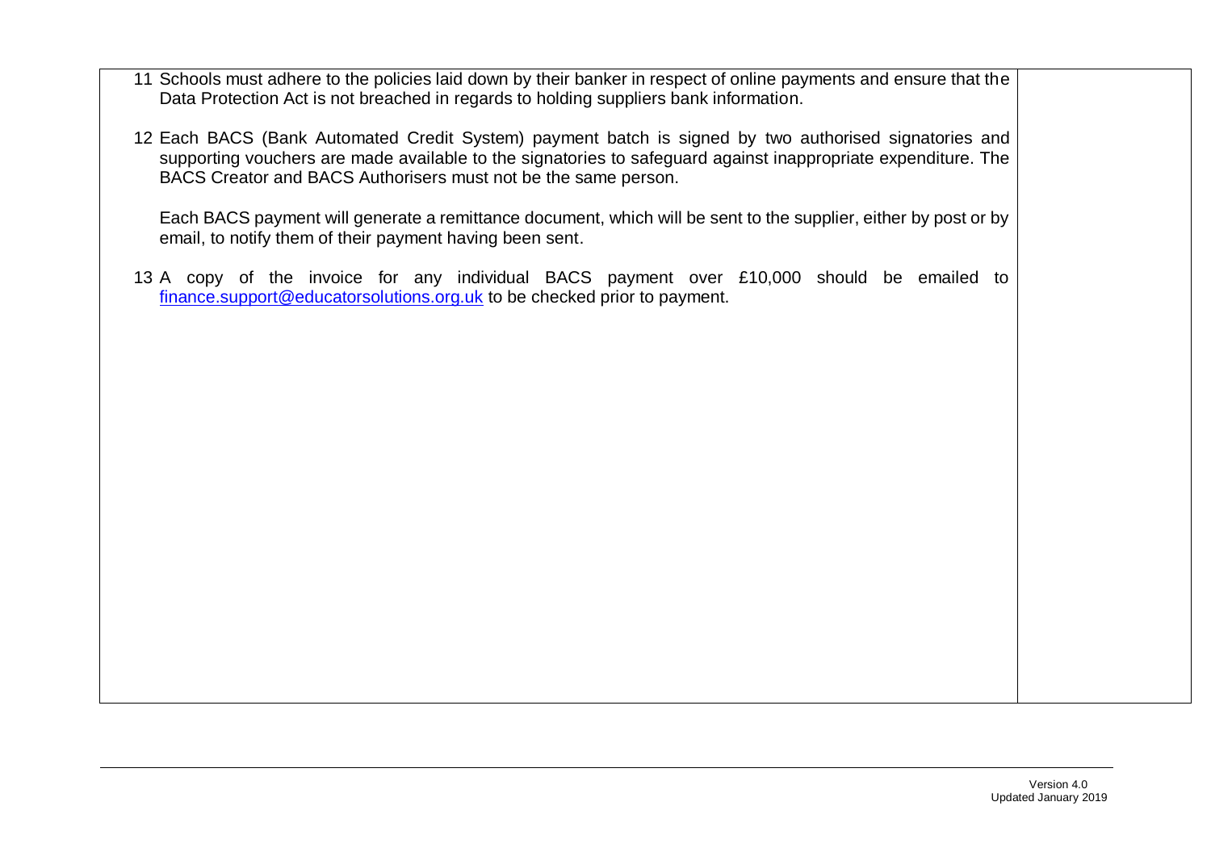| | |
|---|---|
| 11 Schools must adhere to the policies laid down by their banker in respect of online payments and ensure that the Data Protection Act is not breached in regards to holding suppliers bank information.<br><br>12 Each BACS (Bank Automated Credit System) payment batch is signed by two authorised signatories and supporting vouchers are made available to the signatories to safeguard against inappropriate expenditure. The BACS Creator and BACS Authorisers must not be the same person.<br><br>Each BACS payment will generate a remittance document, which will be sent to the supplier, either by post or by email, to notify them of their payment having been sent.<br><br>13 A copy of the invoice for any individual BACS payment over £10,000 should be emailed to finance.support@educatorsolutions.org.uk to be checked prior to payment. | |

Version 4.0
Updated January 2019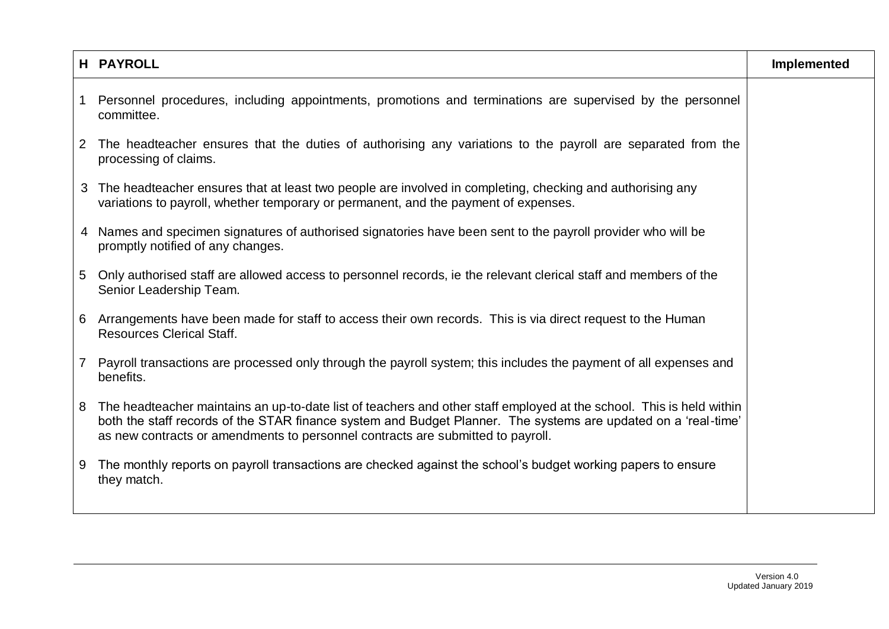| H PAYROLL | Implemented |
| --- | --- |
| 1 Personnel procedures, including appointments, promotions and terminations are supervised by the personnel committee. | |
| 2 The headteacher ensures that the duties of authorising any variations to the payroll are separated from the processing of claims. | |
| 3 The headteacher ensures that at least two people are involved in completing, checking and authorising any variations to payroll, whether temporary or permanent, and the payment of expenses. | |
| 4 Names and specimen signatures of authorised signatories have been sent to the payroll provider who will be promptly notified of any changes. | |
| 5 Only authorised staff are allowed access to personnel records, ie the relevant clerical staff and members of the Senior Leadership Team. | |
| 6 Arrangements have been made for staff to access their own records. This is via direct request to the Human Resources Clerical Staff. | |
| 7 Payroll transactions are processed only through the payroll system; this includes the payment of all expenses and benefits. | |
| 8 The headteacher maintains an up-to-date list of teachers and other staff employed at the school. This is held within both the staff records of the STAR finance system and Budget Planner. The systems are updated on a 'real-time' as new contracts or amendments to personnel contracts are submitted to payroll. | |
| 9 The monthly reports on payroll transactions are checked against the school's budget working papers to ensure they match. | |

Version 4.0
Updated January 2019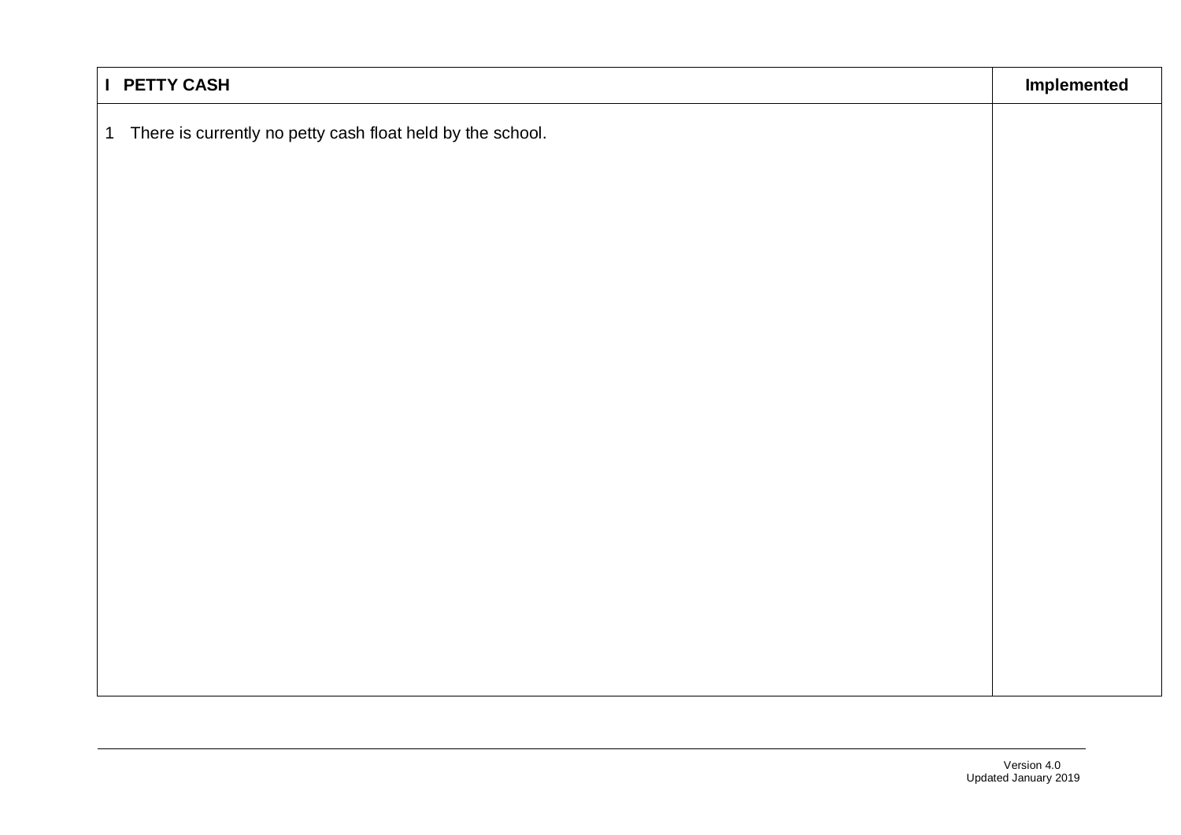| I PETTY CASH | Implemented |
|---|---|
| 1 There is currently no petty cash float held by the school. | |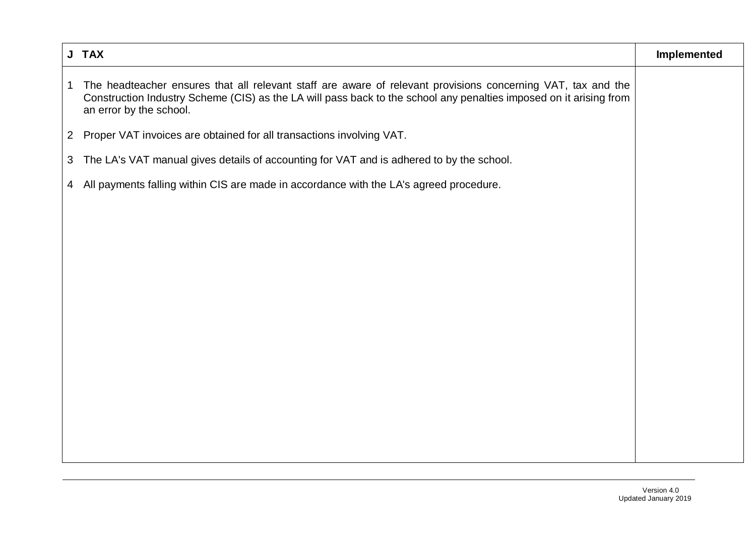| J TAX | Implemented |
|---|---|
| 1 The headteacher ensures that all relevant staff are aware of relevant provisions concerning VAT, tax and the Construction Industry Scheme (CIS) as the LA will pass back to the school any penalties imposed on it arising from an error by the school. | |
| 2 Proper VAT invoices are obtained for all transactions involving VAT. | |
| 3 The LA's VAT manual gives details of accounting for VAT and is adhered to by the school. | |
| 4 All payments falling within CIS are made in accordance with the LA's agreed procedure. | |

Version 4.0
Updated January 2019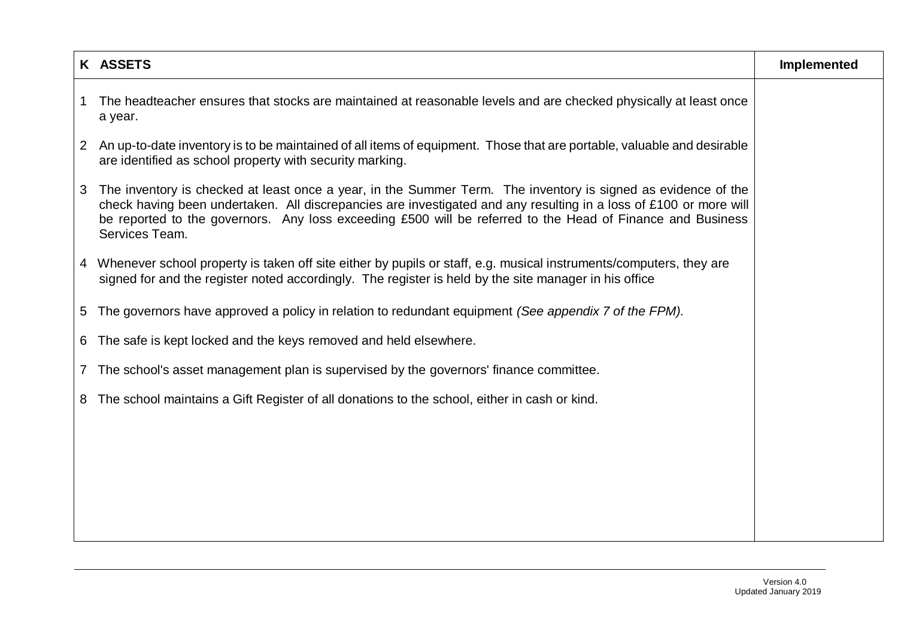| K ASSETS | Implemented |
| --- | --- |
| 1 The headteacher ensures that stocks are maintained at reasonable levels and are checked physically at least once a year.<br><br>2 An up-to-date inventory is to be maintained of all items of equipment. Those that are portable, valuable and desirable are identified as school property with security marking.<br><br>3 The inventory is checked at least once a year, in the Summer Term. The inventory is signed as evidence of the check having been undertaken. All discrepancies are investigated and any resulting in a loss of £100 or more will be reported to the governors. Any loss exceeding £500 will be referred to the Head of Finance and Business Services Team.<br><br>4 Whenever school property is taken off site either by pupils or staff, e.g. musical instruments/computers, they are signed for and the register noted accordingly. The register is held by the site manager in his office<br><br>5 The governors have approved a policy in relation to redundant equipment *(See appendix 7 of the FPM).*<br><br>6 The safe is kept locked and the keys removed and held elsewhere.<br><br>7 The school's asset management plan is supervised by the governors' finance committee.<br><br>8 The school maintains a Gift Register of all donations to the school, either in cash or kind. | |

Version 4.0
Updated January 2019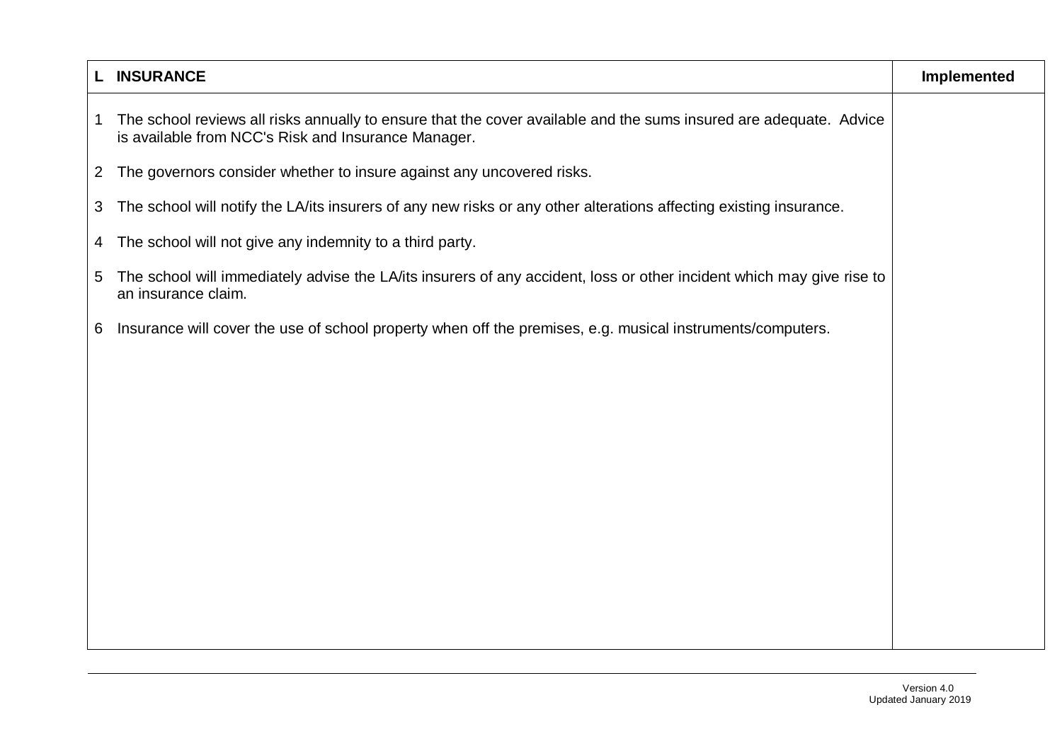| L | INSURANCE | Implemented |
|---|---|---|
| 1 | The school reviews all risks annually to ensure that the cover available and the sums insured are adequate. Advice is available from NCC's Risk and Insurance Manager. | |
| 2 | The governors consider whether to insure against any uncovered risks. | |
| 3 | The school will notify the LA/its insurers of any new risks or any other alterations affecting existing insurance. | |
| 4 | The school will not give any indemnity to a third party. | |
| 5 | The school will immediately advise the LA/its insurers of any accident, loss or other incident which may give rise to an insurance claim. | |
| 6 | Insurance will cover the use of school property when off the premises, e.g. musical instruments/computers. | |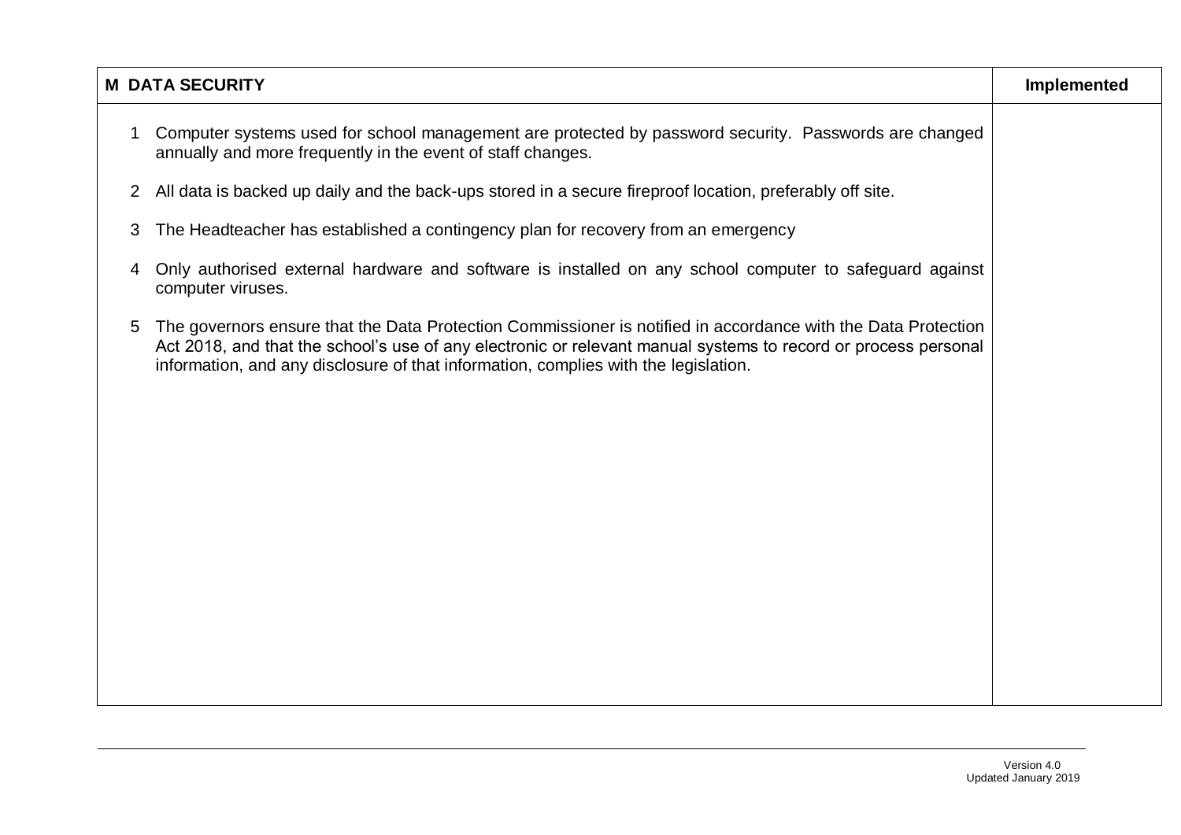| M DATA SECURITY | Implemented |
|---|---|
| 1 Computer systems used for school management are protected by password security. Passwords are changed annually and more frequently in the event of staff changes.<br><br>2 All data is backed up daily and the back-ups stored in a secure fireproof location, preferably off site.<br><br>3 The Headteacher has established a contingency plan for recovery from an emergency<br><br>4 Only authorised external hardware and software is installed on any school computer to safeguard against computer viruses.<br><br>5 The governors ensure that the Data Protection Commissioner is notified in accordance with the Data Protection Act 2018, and that the school's use of any electronic or relevant manual systems to record or process personal information, and any disclosure of that information, complies with the legislation. | |

Version 4.0
Updated January 2019